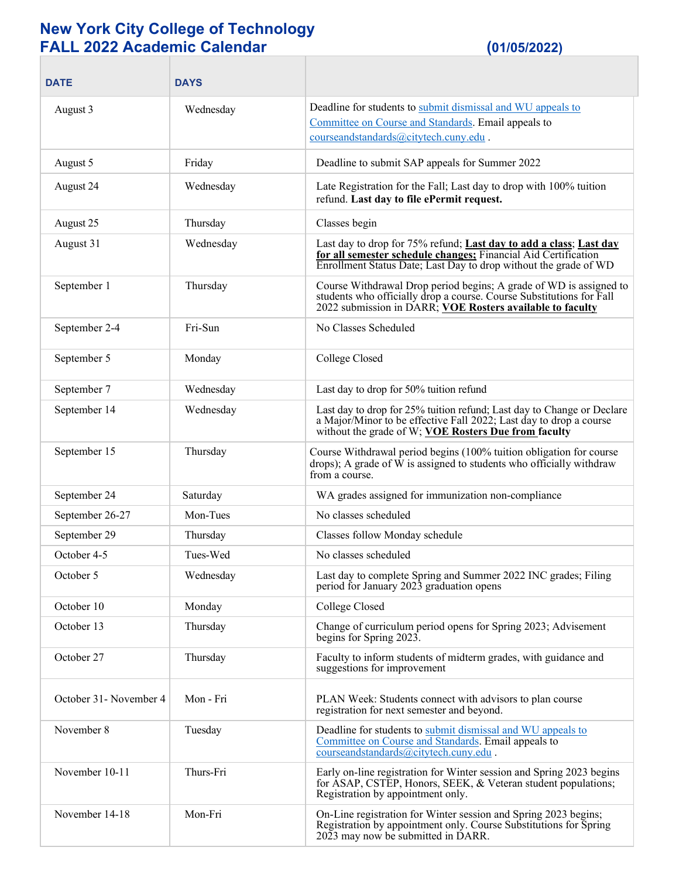# New York City College of Technology
## FALL 2022 Academic Calendar (01/05/2022)

| DATE | DAYS | |
|---|---|---|
| August 3 | Wednesday | Deadline for students to submit dismissal and WU appeals to Committee on Course and Standards. Email appeals to courseandstandards@citytech.cuny.edu . |
| August 5 | Friday | Deadline to submit SAP appeals for Summer 2022 |
| August 24 | Wednesday | Late Registration for the Fall; Last day to drop with 100% tuition refund. **Last day to file ePermit request.** |
| August 25 | Thursday | Classes begin |
| August 31 | Wednesday | Last day to drop for 75% refund; **Last day to add a class**; **Last day for all semester schedule changes;** Financial Aid Certification Enrollment Status Date; Last Day to drop without the grade of WD |
| September 1 | Thursday | Course Withdrawal Drop period begins; A grade of WD is assigned to students who officially drop a course. Course Substitutions for Fall 2022 submission in DARR; **VOE Rosters available to faculty** |
| September 2-4 | Fri-Sun | No Classes Scheduled |
| September 5 | Monday | College Closed |
| September 7 | Wednesday | Last day to drop for 50% tuition refund |
| September 14 | Wednesday | Last day to drop for 25% tuition refund; Last day to Change or Declare a Major/Minor to be effective Fall 2022; Last day to drop a course without the grade of W; **VOE Rosters Due from faculty** |
| September 15 | Thursday | Course Withdrawal period begins (100% tuition obligation for course drops); A grade of W is assigned to students who officially withdraw from a course. |
| September 24 | Saturday | WA grades assigned for immunization non-compliance |
| September 26-27 | Mon-Tues | No classes scheduled |
| September 29 | Thursday | Classes follow Monday schedule |
| October 4-5 | Tues-Wed | No classes scheduled |
| October 5 | Wednesday | Last day to complete Spring and Summer 2022 INC grades; Filing period for January 2023 graduation opens |
| October 10 | Monday | College Closed |
| October 13 | Thursday | Change of curriculum period opens for Spring 2023; Advisement begins for Spring 2023. |
| October 27 | Thursday | Faculty to inform students of midterm grades, with guidance and suggestions for improvement |
| October 31- November 4 | Mon - Fri | PLAN Week: Students connect with advisors to plan course registration for next semester and beyond. |
| November 8 | Tuesday | Deadline for students to submit dismissal and WU appeals to Committee on Course and Standards. Email appeals to courseandstandards@citytech.cuny.edu . |
| November 10-11 | Thurs-Fri | Early on-line registration for Winter session and Spring 2023 begins for ASAP, CSTEP, Honors, SEEK, & Veteran student populations; Registration by appointment only. |
| November 14-18 | Mon-Fri | On-Line registration for Winter session and Spring 2023 begins; Registration by appointment only. Course Substitutions for Spring 2023 may now be submitted in DARR. |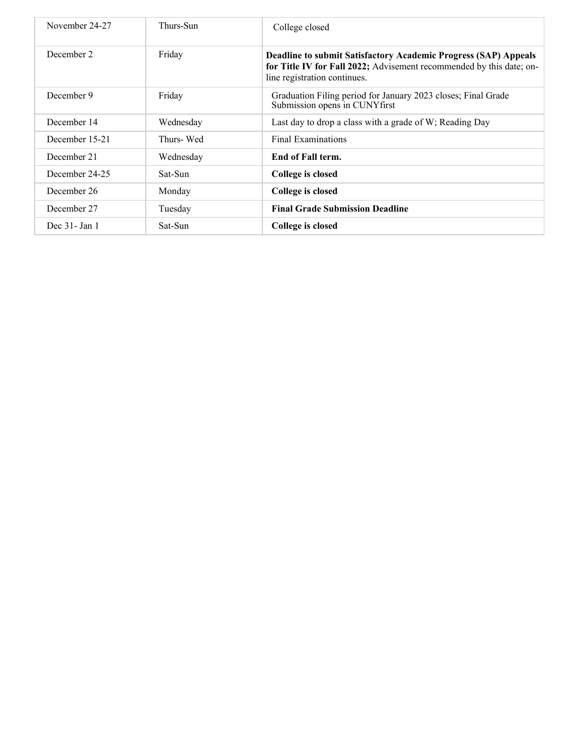| | | |
|---|---|---|
| November 24-27 | Thurs-Sun | College closed |
| December 2 | Friday | **Deadline to submit Satisfactory Academic Progress (SAP) Appeals for Title IV for Fall 2022;** Advisement recommended by this date; on-line registration continues. |
| December 9 | Friday | Graduation Filing period for January 2023 closes; Final Grade Submission opens in CUNYfirst |
| December 14 | Wednesday | Last day to drop a class with a grade of W; Reading Day |
| December 15-21 | Thurs- Wed | Final Examinations |
| December 21 | Wednesday | **End of Fall term.** |
| December 24-25 | Sat-Sun | **College is closed** |
| December 26 | Monday | **College is closed** |
| December 27 | Tuesday | **Final Grade Submission Deadline** |
| Dec 31- Jan 1 | Sat-Sun | **College is closed** |